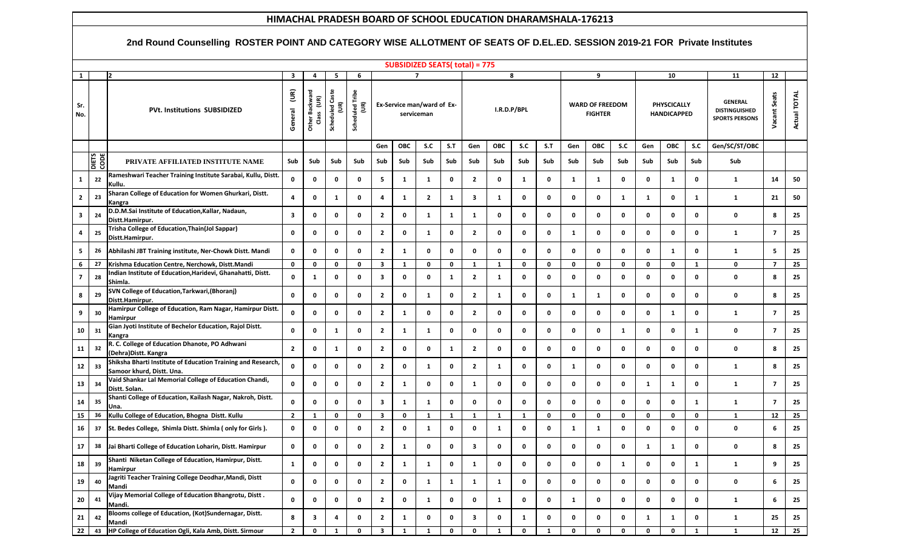# HIMACHAL PRADESH BOARD OF SCHOOL EDUCATION DHARAMSHALA-176213

## 2nd Round Counselling ROSTER POINT AND CATEGORY WISE ALLOTMENT OF SEATS OF D.EL.ED. SESSION 2019-21 FOR Private Institutes

**SUBSIDIZED SEATS( total) = 775**

| 1 | | 2 | 3 | 4 | 5 | 6 | 7 | | | | 8 | | | | 9 | | | 10 | | | 11 | 12 | |
|---|---|---|---|---|---|---|---|---|---|---|---|---|---|---|---|---|---|---|---|---|---|---|---|
| Sr. No. | | PVt. Institutions SUBSIDIZED | General (UR) | Other Backward Class (UR) | Scheduled Caste (UR) | Scheduled Tribe (UR) | Ex-Service man/ward of Ex-serviceman | | | | I.R.D.P/BPL | | | | WARD OF FREEDOM FIGHTER | | | PHYSCICALLY HANDICAPPED | | | GENERAL DISTINGUISHED SPORTS PERSONS | Vacant Seats | Actual TOTAL |
| | | | | | | | Gen | OBC | S.C | S.T | Gen | OBC | S.C | S.T | Gen | OBC | S.C | Gen | OBC | S.C | Gen/SC/ST/OBC | | |
| | DIETS CODE | PRIVATE AFFILIATED INSTITUTE NAME | Sub | Sub | Sub | Sub | Sub | Sub | Sub | Sub | Sub | Sub | Sub | Sub | Sub | Sub | Sub | Sub | Sub | Sub | Sub | | |
| 1 | 22 | Rameshwari Teacher Training Institute Sarabai, Kullu, Distt. Kullu. | 0 | 0 | 0 | 0 | 5 | 1 | 1 | 0 | 2 | 0 | 1 | 0 | 1 | 1 | 0 | 0 | 1 | 0 | 1 | 14 | 50 |
| 2 | 23 | Sharan College of Education for Women Ghurkari, Distt. Kangra | 4 | 0 | 1 | 0 | 4 | 1 | 2 | 1 | 3 | 1 | 0 | 0 | 0 | 0 | 1 | 1 | 0 | 1 | 1 | 21 | 50 |
| 3 | 24 | D.D.M.Sai Institute of Education,Kallar, Nadaun, Distt.Hamirpur. | 3 | 0 | 0 | 0 | 2 | 0 | 1 | 1 | 1 | 0 | 0 | 0 | 0 | 0 | 0 | 0 | 0 | 0 | 0 | 8 | 25 |
| 4 | 25 | Trisha College of Education,Thain(Jol Sappar) Distt.Hamirpur. | 0 | 0 | 0 | 0 | 2 | 0 | 1 | 0 | 2 | 0 | 0 | 0 | 1 | 0 | 0 | 0 | 0 | 0 | 1 | 7 | 25 |
| 5 | 26 | Abhilashi JBT Training institute, Ner-Chowk Distt. Mandi | 0 | 0 | 0 | 0 | 2 | 1 | 0 | 0 | 0 | 0 | 0 | 0 | 0 | 0 | 0 | 0 | 1 | 0 | 1 | 5 | 25 |
| 6 | 27 | Krishma Education Centre, Nerchowk, Distt.Mandi | 0 | 0 | 0 | 0 | 3 | 1 | 0 | 0 | 1 | 1 | 0 | 0 | 0 | 0 | 0 | 0 | 0 | 1 | 0 | 7 | 25 |
| 7 | 28 | Indian Institute of Education,Haridevi, Ghanahatti, Distt. Shimla. | 0 | 1 | 0 | 0 | 3 | 0 | 0 | 1 | 2 | 1 | 0 | 0 | 0 | 0 | 0 | 0 | 0 | 0 | 0 | 8 | 25 |
| 8 | 29 | SVN College of Education,Tarkwari,(Bhoranj) Distt.Hamirpur. | 0 | 0 | 0 | 0 | 2 | 0 | 1 | 0 | 2 | 1 | 0 | 0 | 1 | 1 | 0 | 0 | 0 | 0 | 0 | 8 | 25 |
| 9 | 30 | Hamirpur College of Education, Ram Nagar, Hamirpur Distt. Hamirpur | 0 | 0 | 0 | 0 | 2 | 1 | 0 | 0 | 2 | 0 | 0 | 0 | 0 | 0 | 0 | 0 | 1 | 0 | 1 | 7 | 25 |
| 10 | 31 | Gian Jyoti Institute of Bechelor Education, Rajol Distt. Kangra | 0 | 0 | 1 | 0 | 2 | 1 | 1 | 0 | 0 | 0 | 0 | 0 | 0 | 0 | 1 | 0 | 0 | 1 | 0 | 7 | 25 |
| 11 | 32 | R. C. College of Education Dhanote, PO Adhwani (Dehra)Distt. Kangra | 2 | 0 | 1 | 0 | 2 | 0 | 0 | 1 | 2 | 0 | 0 | 0 | 0 | 0 | 0 | 0 | 0 | 0 | 0 | 8 | 25 |
| 12 | 33 | Shiksha Bharti Institute of Education Training and Research, Samoor khurd, Distt. Una. | 0 | 0 | 0 | 0 | 2 | 0 | 1 | 0 | 2 | 1 | 0 | 0 | 1 | 0 | 0 | 0 | 0 | 0 | 1 | 8 | 25 |
| 13 | 34 | Vaid Shankar Lal Memorial College of Education Chandi, Distt. Solan. | 0 | 0 | 0 | 0 | 2 | 1 | 0 | 0 | 1 | 0 | 0 | 0 | 0 | 0 | 0 | 1 | 1 | 0 | 1 | 7 | 25 |
| 14 | 35 | Shanti College of Education, Kailash Nagar, Nakroh, Distt. Una. | 0 | 0 | 0 | 0 | 3 | 1 | 1 | 0 | 0 | 0 | 0 | 0 | 0 | 0 | 0 | 0 | 0 | 1 | 1 | 7 | 25 |
| 15 | 36 | Kullu College of Education, Bhogna Distt. Kullu | 2 | 1 | 0 | 0 | 3 | 0 | 1 | 1 | 1 | 1 | 1 | 0 | 0 | 0 | 0 | 0 | 0 | 0 | 1 | 12 | 25 |
| 16 | 37 | St. Bedes College, Shimla Distt. Shimla ( only for Girls ). | 0 | 0 | 0 | 0 | 2 | 0 | 1 | 0 | 0 | 1 | 0 | 0 | 1 | 1 | 0 | 0 | 0 | 0 | 0 | 6 | 25 |
| 17 | 38 | Jai Bharti College of Education Loharin, Distt. Hamirpur | 0 | 0 | 0 | 0 | 2 | 1 | 0 | 0 | 3 | 0 | 0 | 0 | 0 | 0 | 0 | 1 | 1 | 0 | 0 | 8 | 25 |
| 18 | 39 | Shanti Niketan College of Education, Hamirpur, Distt. Hamirpur | 1 | 0 | 0 | 0 | 2 | 1 | 1 | 0 | 1 | 0 | 0 | 0 | 0 | 0 | 1 | 0 | 0 | 1 | 1 | 9 | 25 |
| 19 | 40 | Jagriti Teacher Training College Deodhar,Mandi, Distt Mandi | 0 | 0 | 0 | 0 | 2 | 0 | 1 | 1 | 1 | 1 | 0 | 0 | 0 | 0 | 0 | 0 | 0 | 0 | 0 | 6 | 25 |
| 20 | 41 | Vijay Memorial College of Education Bhangrotu, Distt . Mandi. | 0 | 0 | 0 | 0 | 2 | 0 | 1 | 0 | 0 | 1 | 0 | 0 | 1 | 0 | 0 | 0 | 0 | 0 | 1 | 6 | 25 |
| 21 | 42 | Blooms college of Education, (Kot)Sundernagar, Distt. Mandi | 8 | 3 | 4 | 0 | 2 | 1 | 0 | 0 | 3 | 0 | 1 | 0 | 0 | 0 | 0 | 1 | 1 | 0 | 1 | 25 | 25 |
| 22 | 43 | HP College of Education Ogli, Kala Amb, Distt. Sirmour | 2 | 0 | 1 | 0 | 3 | 1 | 1 | 0 | 0 | 1 | 0 | 1 | 0 | 0 | 0 | 0 | 0 | 1 | 1 | 12 | 25 |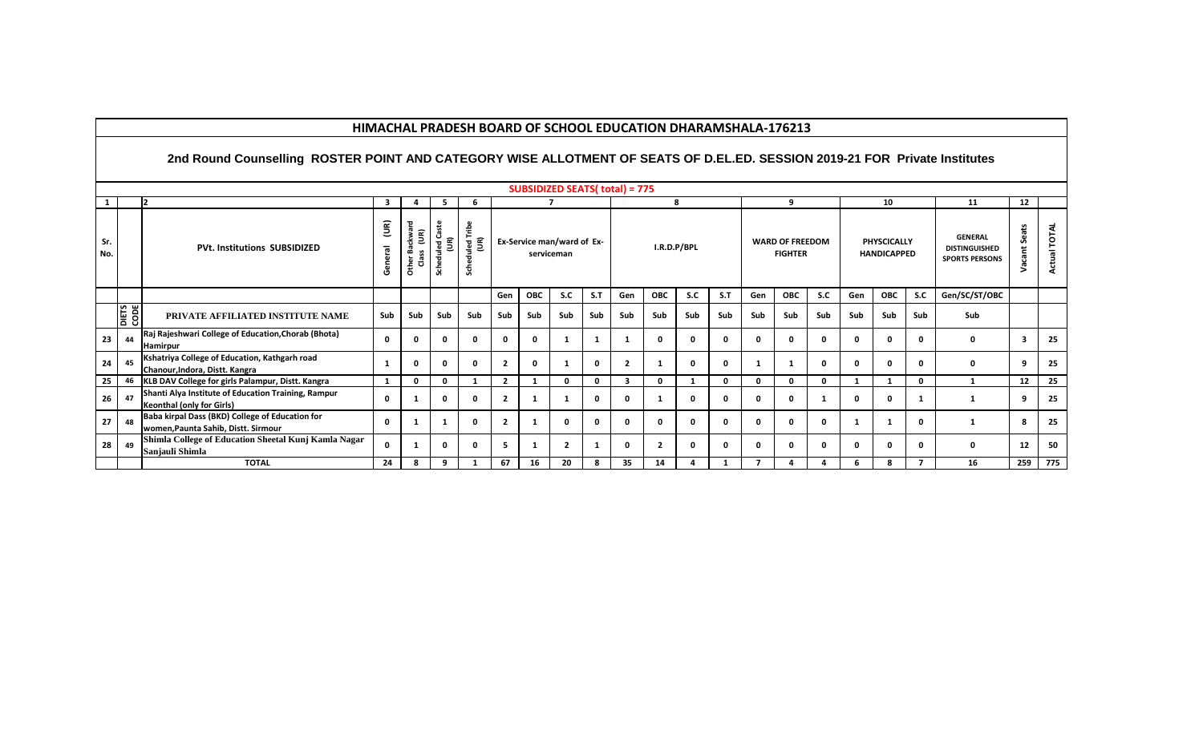# HIMACHAL PRADESH BOARD OF SCHOOL EDUCATION DHARAMSHALA-176213

## 2nd Round Counselling ROSTER POINT AND CATEGORY WISE ALLOTMENT OF SEATS OF D.EL.ED. SESSION 2019-21 FOR Private Institutes

**SUBSIDIZED SEATS( total) = 775**

| 1 | | 2 | 3 | 4 | 5 | 6 | 7 | | | | 8 | | | | 9 | | | 10 | | | 11 | 12 | |
|---|---|---|---|---|---|---|---|---|---|---|---|---|---|---|---|---|---|---|---|---|---|---|---|
| Sr. No. | | PVt. Institutions SUBSIDIZED | General (UR) | Other Backward Class (UR) | Scheduled Caste (UR) | Scheduled Tribe (UR) | Ex-Service man/ward of Ex-serviceman | | | | I.R.D.P/BPL | | | | WARD OF FREEDOM FIGHTER | | | PHYSCICALLY HANDICAPPED | | | GENERAL DISTINGUISHED SPORTS PERSONS | Vacant Seats | Actual TOTAL |
| | | | | | | | Gen | OBC | S.C | S.T | Gen | OBC | S.C | S.T | Gen | OBC | S.C | Gen | OBC | S.C | Gen/SC/ST/OBC | | |
| | DIETS CODE | PRIVATE AFFILIATED INSTITUTE NAME | Sub | Sub | Sub | Sub | Sub | Sub | Sub | Sub | Sub | Sub | Sub | Sub | Sub | Sub | Sub | Sub | Sub | Sub | Sub | | |
| 23 | 44 | Raj Rajeshwari College of Education,Chorab (Bhota) Hamirpur | 0 | 0 | 0 | 0 | 0 | 0 | 1 | 1 | 1 | 0 | 0 | 0 | 0 | 0 | 0 | 0 | 0 | 0 | 0 | 3 | 25 |
| 24 | 45 | Kshatriya College of Education, Kathgarh road Chanour,Indora, Distt. Kangra | 1 | 0 | 0 | 0 | 2 | 0 | 1 | 0 | 2 | 1 | 0 | 0 | 1 | 1 | 0 | 0 | 0 | 0 | 0 | 9 | 25 |
| 25 | 46 | KLB DAV College for girls Palampur, Distt. Kangra | 1 | 0 | 0 | 1 | 2 | 1 | 0 | 0 | 3 | 0 | 1 | 0 | 0 | 0 | 0 | 1 | 1 | 0 | 1 | 12 | 25 |
| 26 | 47 | Shanti Alya Institute of Education Training, Rampur Keonthal (only for Girls) | 0 | 1 | 0 | 0 | 2 | 1 | 1 | 0 | 0 | 1 | 0 | 0 | 0 | 0 | 1 | 0 | 0 | 1 | 1 | 9 | 25 |
| 27 | 48 | Baba kirpal Dass (BKD) College of Education for women,Paunta Sahib, Distt. Sirmour | 0 | 1 | 1 | 0 | 2 | 1 | 0 | 0 | 0 | 0 | 0 | 0 | 0 | 0 | 0 | 1 | 1 | 0 | 1 | 8 | 25 |
| 28 | 49 | Shimla College of Education Sheetal Kunj Kamla Nagar Sanjauli Shimla | 0 | 1 | 0 | 0 | 5 | 1 | 2 | 1 | 0 | 2 | 0 | 0 | 0 | 0 | 0 | 0 | 0 | 0 | 0 | 12 | 50 |
| | | TOTAL | 24 | 8 | 9 | 1 | 67 | 16 | 20 | 8 | 35 | 14 | 4 | 1 | 7 | 4 | 4 | 6 | 8 | 7 | 16 | 259 | 775 |